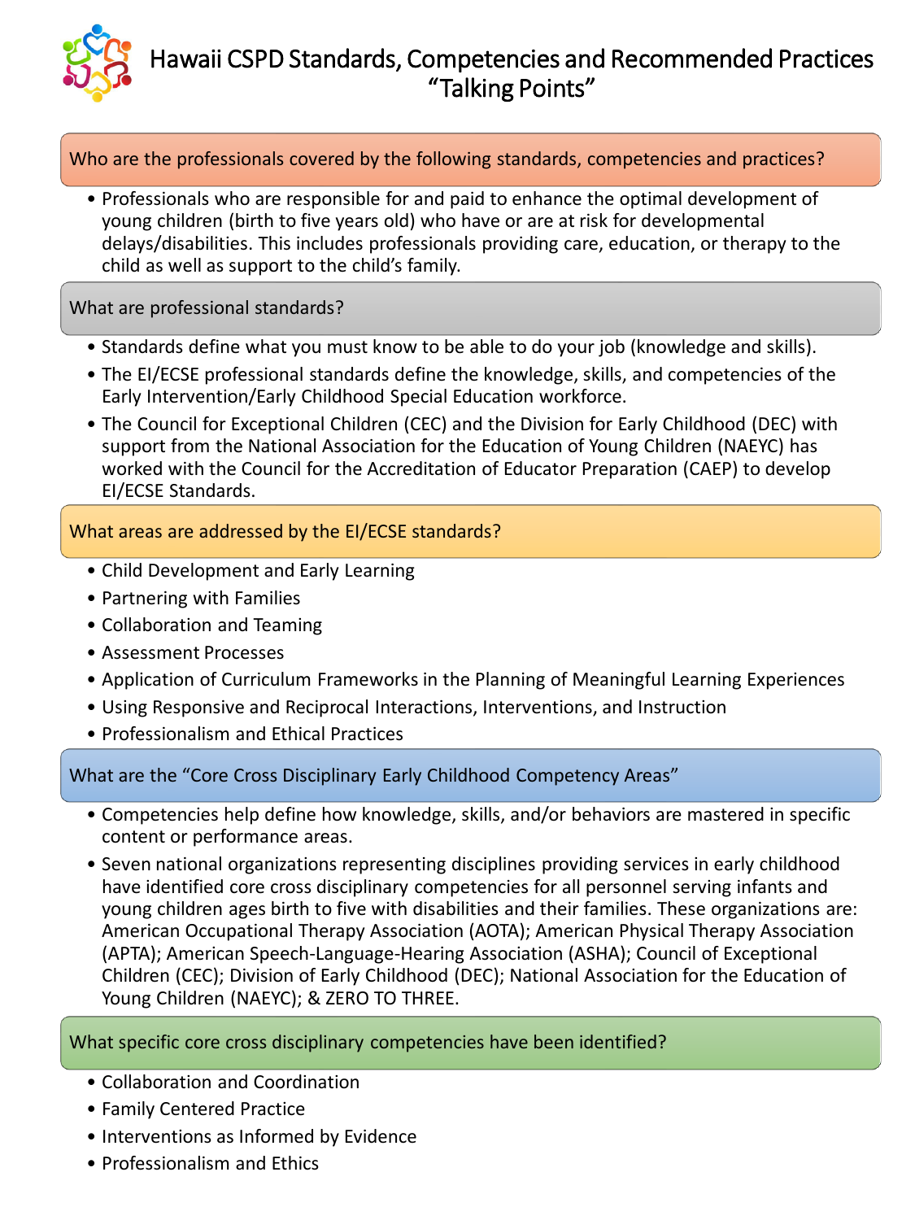# Hawaii CSPD Standards, Competencies and Recommended Practices "Talking Points"

## Who are the professionals covered by the following standards, competencies and practices?

- Professionals who are responsible for and paid to enhance the optimal development of young children (birth to five years old) who have or are at risk for developmental delays/disabilities. This includes professionals providing care, education, or therapy to the child as well as support to the child's family.

## What are professional standards?

- Standards define what you must know to be able to do your job (knowledge and skills).
- The EI/ECSE professional standards define the knowledge, skills, and competencies of the Early Intervention/Early Childhood Special Education workforce.
- The Council for Exceptional Children (CEC) and the Division for Early Childhood (DEC) with support from the National Association for the Education of Young Children (NAEYC) has worked with the Council for the Accreditation of Educator Preparation (CAEP) to develop EI/ECSE Standards.

## What areas are addressed by the EI/ECSE standards?

- Child Development and Early Learning
- Partnering with Families
- Collaboration and Teaming
- Assessment Processes
- Application of Curriculum Frameworks in the Planning of Meaningful Learning Experiences
- Using Responsive and Reciprocal Interactions, Interventions, and Instruction
- Professionalism and Ethical Practices

## What are the "Core Cross Disciplinary Early Childhood Competency Areas"

- Competencies help define how knowledge, skills, and/or behaviors are mastered in specific content or performance areas.
- Seven national organizations representing disciplines providing services in early childhood have identified core cross disciplinary competencies for all personnel serving infants and young children ages birth to five with disabilities and their families. These organizations are: American Occupational Therapy Association (AOTA); American Physical Therapy Association (APTA); American Speech-Language-Hearing Association (ASHA); Council of Exceptional Children (CEC); Division of Early Childhood (DEC); National Association for the Education of Young Children (NAEYC); & ZERO TO THREE.

## What specific core cross disciplinary competencies have been identified?

- Collaboration and Coordination
- Family Centered Practice
- Interventions as Informed by Evidence
- Professionalism and Ethics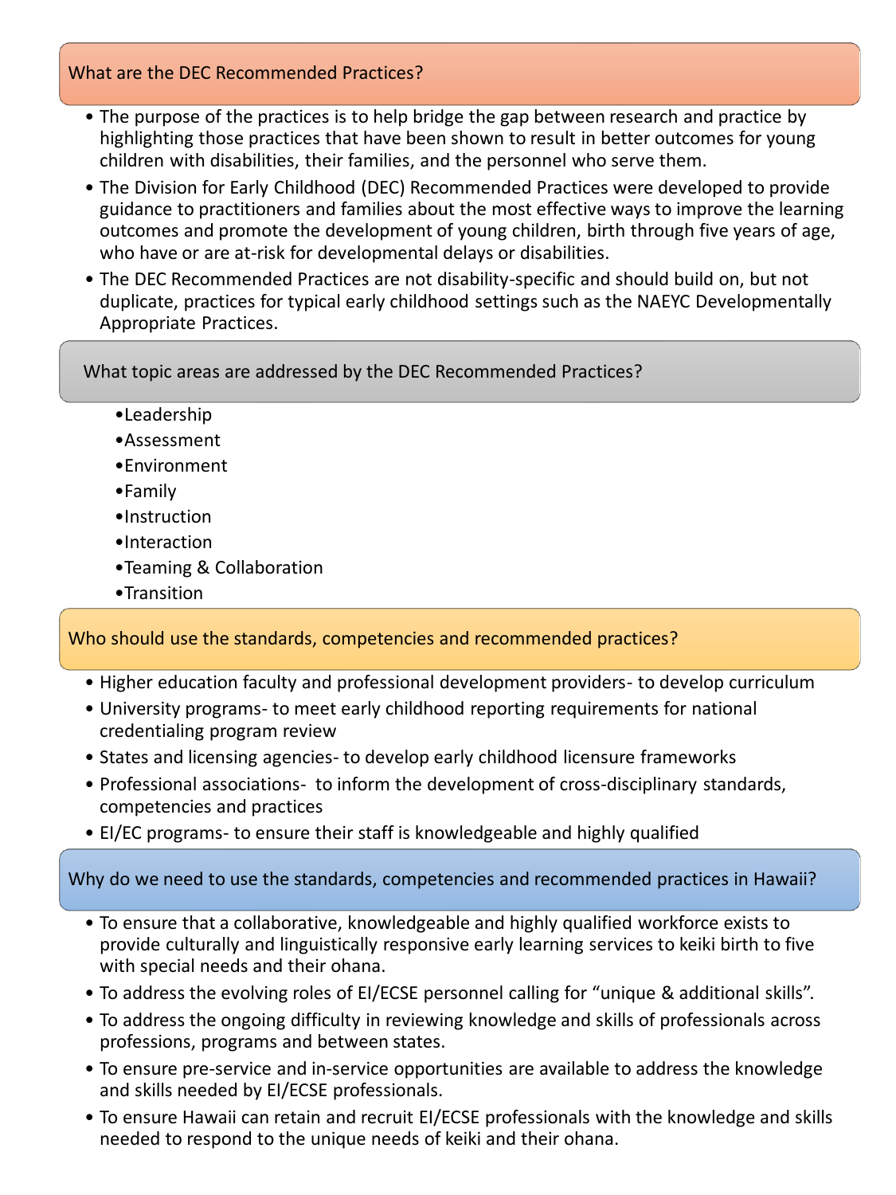## What are the DEC Recommended Practices?

- The purpose of the practices is to help bridge the gap between research and practice by highlighting those practices that have been shown to result in better outcomes for young children with disabilities, their families, and the personnel who serve them.
- The Division for Early Childhood (DEC) Recommended Practices were developed to provide guidance to practitioners and families about the most effective ways to improve the learning outcomes and promote the development of young children, birth through five years of age, who have or are at-risk for developmental delays or disabilities.
- The DEC Recommended Practices are not disability-specific and should build on, but not duplicate, practices for typical early childhood settings such as the NAEYC Developmentally Appropriate Practices.

## What topic areas are addressed by the DEC Recommended Practices?

- Leadership
- Assessment
- Environment
- Family
- Instruction
- Interaction
- Teaming & Collaboration
- Transition

## Who should use the standards, competencies and recommended practices?

- Higher education faculty and professional development providers- to develop curriculum
- University programs- to meet early childhood reporting requirements for national credentialing program review
- States and licensing agencies- to develop early childhood licensure frameworks
- Professional associations- to inform the development of cross-disciplinary standards, competencies and practices
- EI/EC programs- to ensure their staff is knowledgeable and highly qualified

## Why do we need to use the standards, competencies and recommended practices in Hawaii?

- To ensure that a collaborative, knowledgeable and highly qualified workforce exists to provide culturally and linguistically responsive early learning services to keiki birth to five with special needs and their ohana.
- To address the evolving roles of EI/ECSE personnel calling for "unique & additional skills".
- To address the ongoing difficulty in reviewing knowledge and skills of professionals across professions, programs and between states.
- To ensure pre-service and in-service opportunities are available to address the knowledge and skills needed by EI/ECSE professionals.
- To ensure Hawaii can retain and recruit EI/ECSE professionals with the knowledge and skills needed to respond to the unique needs of keiki and their ohana.